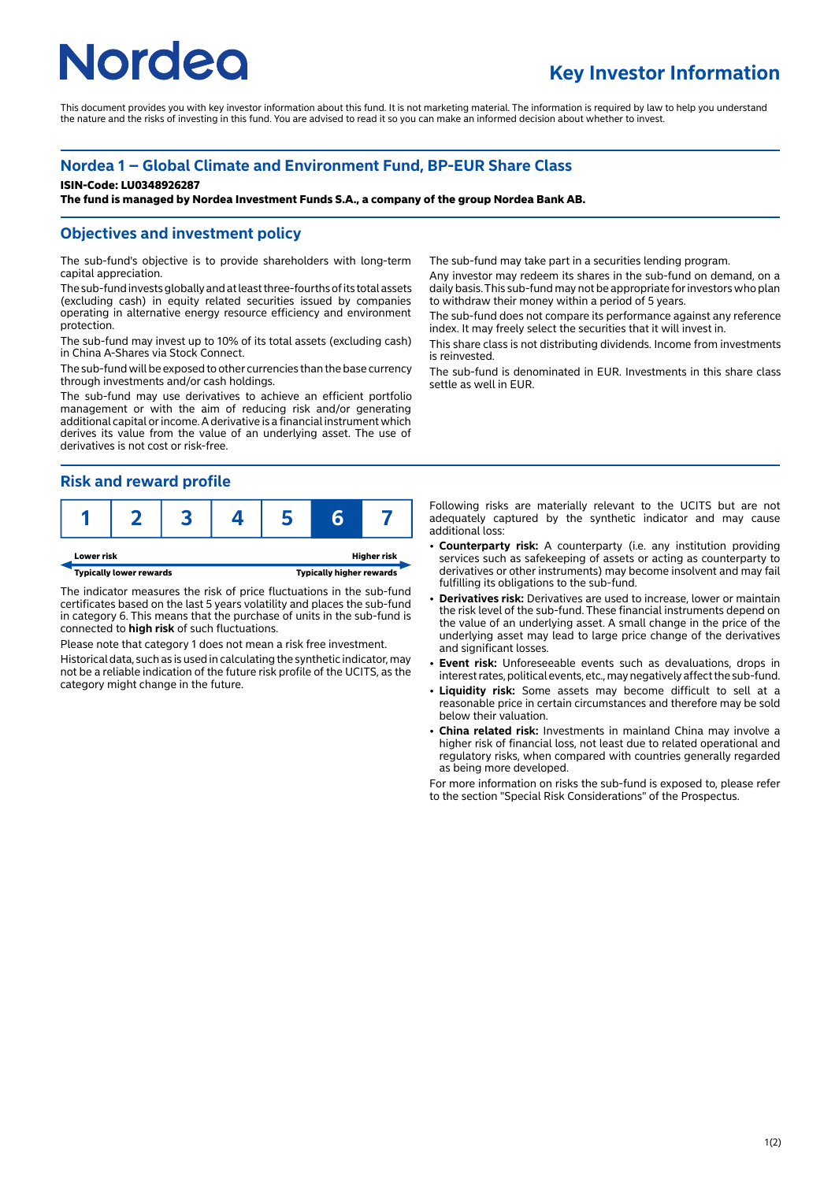# Nordea

## Key Investor Information

This document provides you with key investor information about this fund. It is not marketing material. The information is required by law to help you understand the nature and the risks of investing in this fund. You are advised to read it so you can make an informed decision about whether to invest.

## Nordea 1 – Global Climate and Environment Fund, BP-EUR Share Class

**ISIN-Code: LU0348926287**

**The fund is managed by Nordea Investment Funds S.A., a company of the group Nordea Bank AB.**

## Objectives and investment policy

The sub-fund's objective is to provide shareholders with long-term capital appreciation.

The sub-fund invests globally and at least three-fourths of its total assets (excluding cash) in equity related securities issued by companies operating in alternative energy resource efficiency and environment protection.

The sub-fund may invest up to 10% of its total assets (excluding cash) in China A-Shares via Stock Connect.

The sub-fund will be exposed to other currencies than the base currency through investments and/or cash holdings.

The sub-fund may use derivatives to achieve an efficient portfolio management or with the aim of reducing risk and/or generating additional capital or income. A derivative is a financial instrument which derives its value from the value of an underlying asset. The use of derivatives is not cost or risk-free.

The sub-fund may take part in a securities lending program.

Any investor may redeem its shares in the sub-fund on demand, on a daily basis. This sub-fund may not be appropriate for investors who plan to withdraw their money within a period of 5 years.

The sub-fund does not compare its performance against any reference index. It may freely select the securities that it will invest in.

This share class is not distributing dividends. Income from investments is reinvested.

The sub-fund is denominated in EUR. Investments in this share class settle as well in EUR.

## Risk and reward profile

| 1 | 2 | 3 | 4 | 5 | **6** | 7 |
|---|---|---|---|---|---|---|

**Lower risk** — **Higher risk**

**Typically lower rewards** — **Typically higher rewards**

The indicator measures the risk of price fluctuations in the sub-fund certificates based on the last 5 years volatility and places the sub-fund in category 6. This means that the purchase of units in the sub-fund is connected to **high risk** of such fluctuations.

Please note that category 1 does not mean a risk free investment.

Historical data, such as is used in calculating the synthetic indicator, may not be a reliable indication of the future risk profile of the UCITS, as the category might change in the future.

Following risks are materially relevant to the UCITS but are not adequately captured by the synthetic indicator and may cause additional loss:

- **Counterparty risk:** A counterparty (i.e. any institution providing services such as safekeeping of assets or acting as counterparty to derivatives or other instruments) may become insolvent and may fail fulfilling its obligations to the sub-fund.
- **Derivatives risk:** Derivatives are used to increase, lower or maintain the risk level of the sub-fund. These financial instruments depend on the value of an underlying asset. A small change in the price of the underlying asset may lead to large price change of the derivatives and significant losses.
- **Event risk:** Unforeseeable events such as devaluations, drops in interest rates, political events, etc., may negatively affect the sub-fund.
- **Liquidity risk:** Some assets may become difficult to sell at a reasonable price in certain circumstances and therefore may be sold below their valuation.
- **China related risk:** Investments in mainland China may involve a higher risk of financial loss, not least due to related operational and regulatory risks, when compared with countries generally regarded as being more developed.

For more information on risks the sub-fund is exposed to, please refer to the section "Special Risk Considerations" of the Prospectus.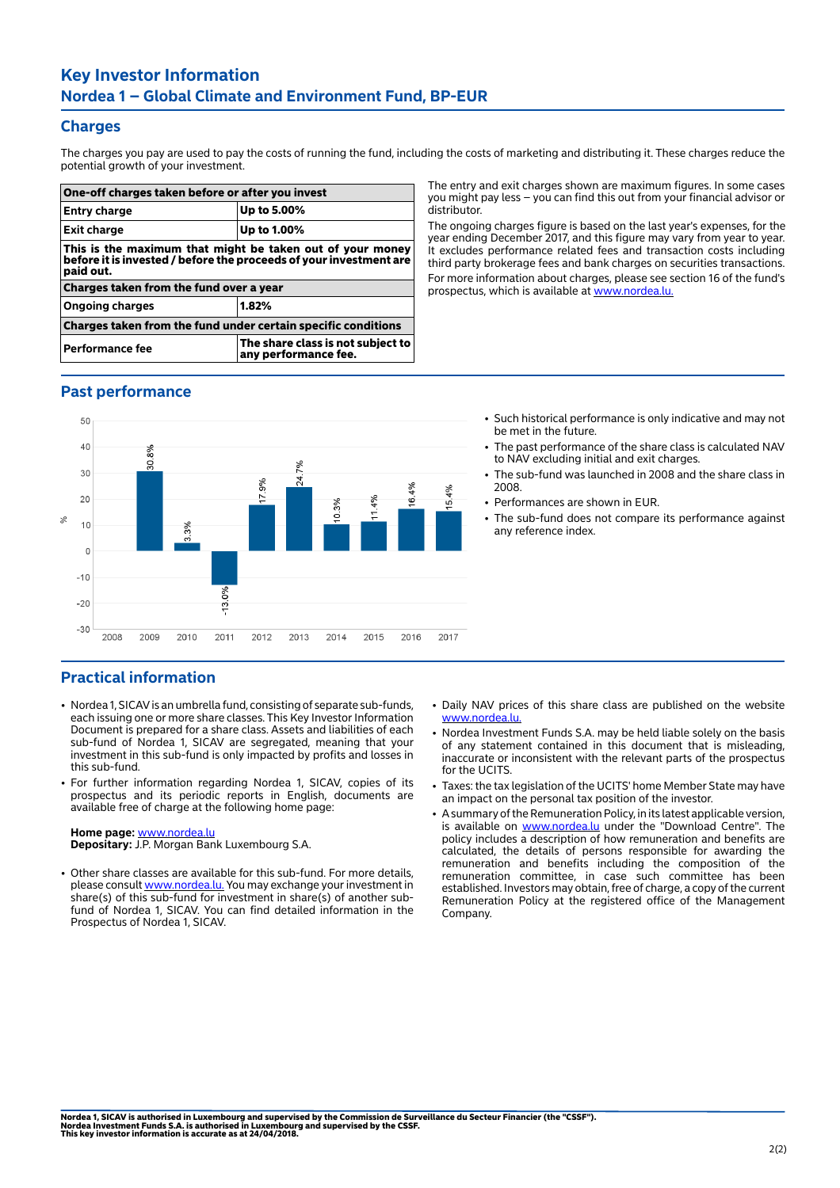# Key Investor Information

## Nordea 1 – Global Climate and Environment Fund, BP-EUR

## Charges

The charges you pay are used to pay the costs of running the fund, including the costs of marketing and distributing it. These charges reduce the potential growth of your investment.

| One-off charges taken before or after you invest | |
|---|---|
| **Entry charge** | **Up to 5.00%** |
| **Exit charge** | **Up to 1.00%** |
| **This is the maximum that might be taken out of your money before it is invested / before the proceeds of your investment are paid out.** | |
| **Charges taken from the fund over a year** | |
| **Ongoing charges** | **1.82%** |
| **Charges taken from the fund under certain specific conditions** | |
| **Performance fee** | **The share class is not subject to any performance fee.** |

The entry and exit charges shown are maximum figures. In some cases you might pay less – you can find this out from your financial advisor or distributor.

The ongoing charges figure is based on the last year's expenses, for the year ending December 2017, and this figure may vary from year to year. It excludes performance related fees and transaction costs including third party brokerage fees and bank charges on securities transactions.

For more information about charges, please see section 16 of the fund's prospectus, which is available at www.nordea.lu.

## Past performance

%

50
40
30
20
10
0
-10
-20
-30

30.8%
3.3%
-13.0%
17.9%
24.7%
10.3%
11.4%
16.4%
15.4%

2008 2009 2010 2011 2012 2013 2014 2015 2016 2017

- Such historical performance is only indicative and may not be met in the future.
- The past performance of the share class is calculated NAV to NAV excluding initial and exit charges.
- The sub-fund was launched in 2008 and the share class in 2008.
- Performances are shown in EUR.
- The sub-fund does not compare its performance against any reference index.

## Practical information

- Nordea 1, SICAV is an umbrella fund, consisting of separate sub-funds, each issuing one or more share classes. This Key Investor Information Document is prepared for a share class. Assets and liabilities of each sub-fund of Nordea 1, SICAV are segregated, meaning that your investment in this sub-fund is only impacted by profits and losses in this sub-fund.
- For further information regarding Nordea 1, SICAV, copies of its prospectus and its periodic reports in English, documents are available free of charge at the following home page:

  **Home page:** www.nordea.lu
  **Depositary:** J.P. Morgan Bank Luxembourg S.A.

- Other share classes are available for this sub-fund. For more details, please consult www.nordea.lu. You may exchange your investment in share(s) of this sub-fund for investment in share(s) of another sub-fund of Nordea 1, SICAV. You can find detailed information in the Prospectus of Nordea 1, SICAV.
- Daily NAV prices of this share class are published on the website www.nordea.lu.
- Nordea Investment Funds S.A. may be held liable solely on the basis of any statement contained in this document that is misleading, inaccurate or inconsistent with the relevant parts of the prospectus for the UCITS.
- Taxes: the tax legislation of the UCITS' home Member State may have an impact on the personal tax position of the investor.
- A summary of the Remuneration Policy, in its latest applicable version, is available on www.nordea.lu under the "Download Centre". The policy includes a description of how remuneration and benefits are calculated, the details of persons responsible for awarding the remuneration and benefits including the composition of the remuneration committee, in case such committee has been established. Investors may obtain, free of charge, a copy of the current Remuneration Policy at the registered office of the Management Company.

**Nordea 1, SICAV is authorised in Luxembourg and supervised by the Commission de Surveillance du Secteur Financier (the "CSSF").**
**Nordea Investment Funds S.A. is authorised in Luxembourg and supervised by the CSSF.**
**This key investor information is accurate as at 24/04/2018.**